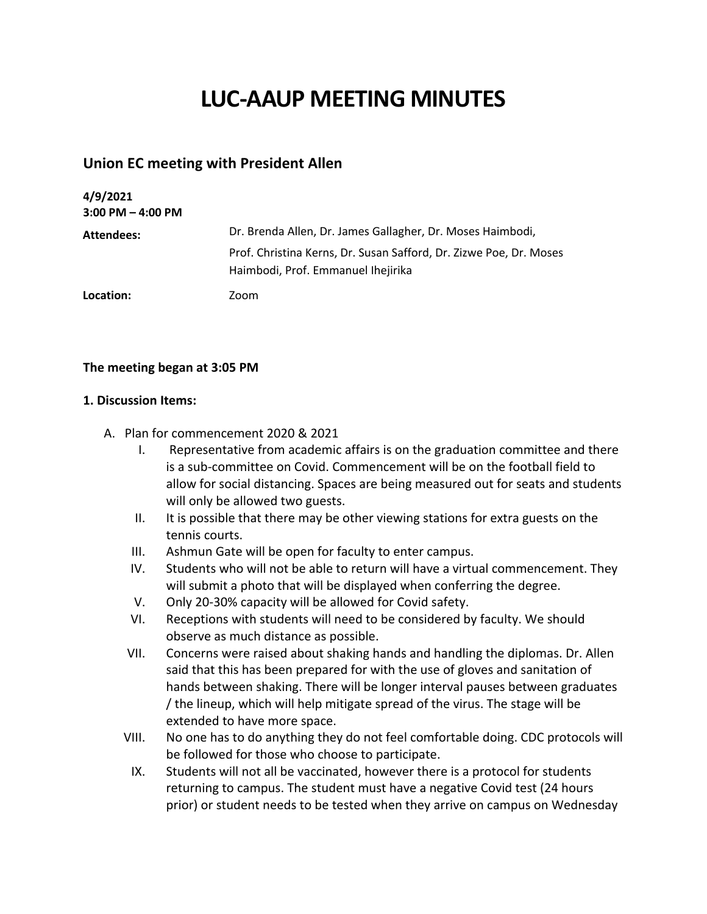# LUC-AAUP MEETING MINUTES

## Union EC meeting with President Allen

**4/9/2021**
**3:00 PM – 4:00 PM**

**Attendees:** Dr. Brenda Allen, Dr. James Gallagher, Dr. Moses Haimbodi, Prof. Christina Kerns, Dr. Susan Safford, Dr. Zizwe Poe, Dr. Moses Haimbodi, Prof. Emmanuel Ihejirika

**Location:** Zoom

**The meeting began at 3:05 PM**

**1. Discussion Items:**

A. Plan for commencement 2020 & 2021

I. Representative from academic affairs is on the graduation committee and there is a sub-committee on Covid. Commencement will be on the football field to allow for social distancing. Spaces are being measured out for seats and students will only be allowed two guests.

II. It is possible that there may be other viewing stations for extra guests on the tennis courts.

III. Ashmun Gate will be open for faculty to enter campus.

IV. Students who will not be able to return will have a virtual commencement. They will submit a photo that will be displayed when conferring the degree.

V. Only 20-30% capacity will be allowed for Covid safety.

VI. Receptions with students will need to be considered by faculty. We should observe as much distance as possible.

VII. Concerns were raised about shaking hands and handling the diplomas. Dr. Allen said that this has been prepared for with the use of gloves and sanitation of hands between shaking. There will be longer interval pauses between graduates / the lineup, which will help mitigate spread of the virus. The stage will be extended to have more space.

VIII. No one has to do anything they do not feel comfortable doing. CDC protocols will be followed for those who choose to participate.

IX. Students will not all be vaccinated, however there is a protocol for students returning to campus. The student must have a negative Covid test (24 hours prior) or student needs to be tested when they arrive on campus on Wednesday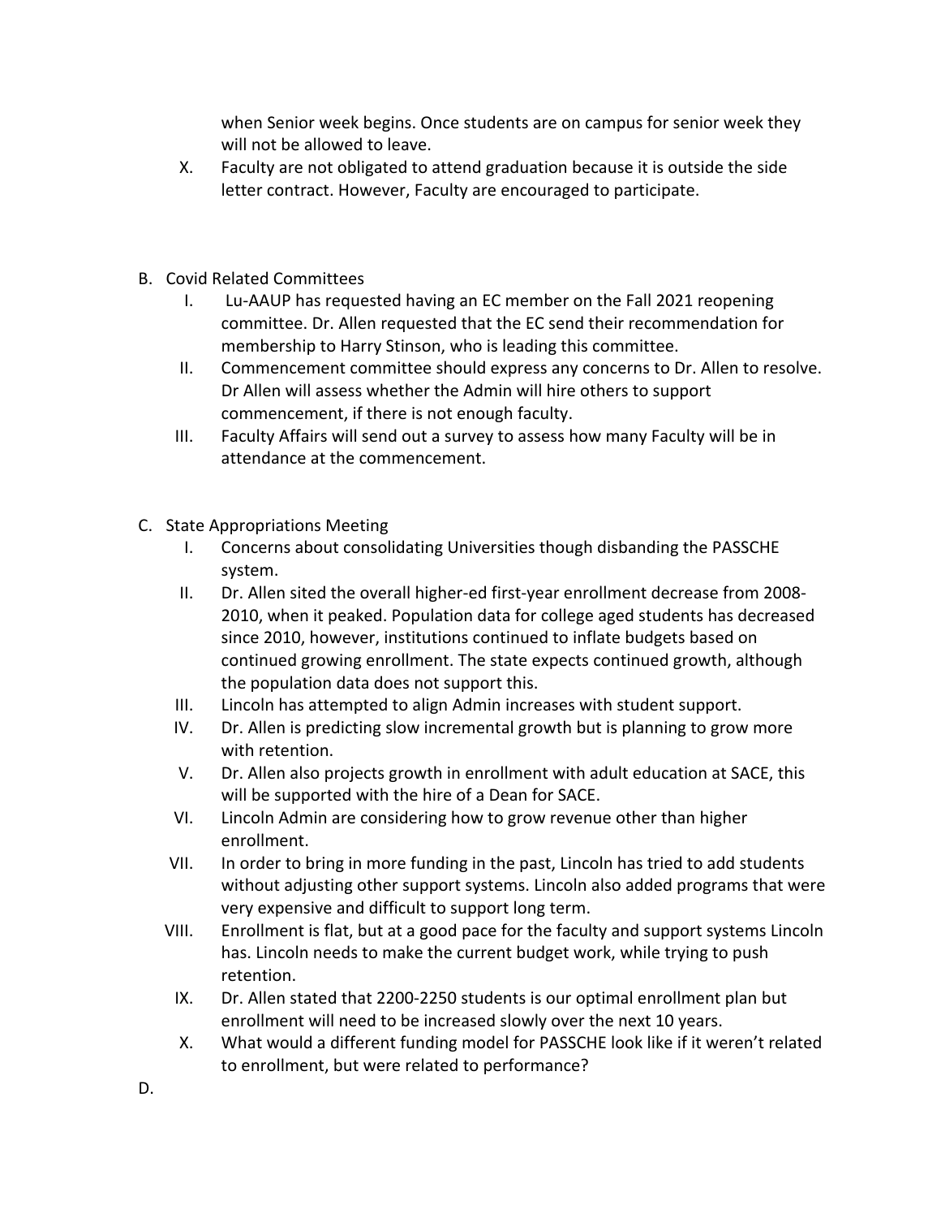when Senior week begins. Once students are on campus for senior week they will not be allowed to leave.

X. Faculty are not obligated to attend graduation because it is outside the side letter contract. However, Faculty are encouraged to participate.

B. Covid Related Committees

I. Lu-AAUP has requested having an EC member on the Fall 2021 reopening committee. Dr. Allen requested that the EC send their recommendation for membership to Harry Stinson, who is leading this committee.

II. Commencement committee should express any concerns to Dr. Allen to resolve. Dr Allen will assess whether the Admin will hire others to support commencement, if there is not enough faculty.

III. Faculty Affairs will send out a survey to assess how many Faculty will be in attendance at the commencement.

C. State Appropriations Meeting

I. Concerns about consolidating Universities though disbanding the PASSCHE system.

II. Dr. Allen sited the overall higher-ed first-year enrollment decrease from 2008-2010, when it peaked. Population data for college aged students has decreased since 2010, however, institutions continued to inflate budgets based on continued growing enrollment. The state expects continued growth, although the population data does not support this.

III. Lincoln has attempted to align Admin increases with student support.

IV. Dr. Allen is predicting slow incremental growth but is planning to grow more with retention.

V. Dr. Allen also projects growth in enrollment with adult education at SACE, this will be supported with the hire of a Dean for SACE.

VI. Lincoln Admin are considering how to grow revenue other than higher enrollment.

VII. In order to bring in more funding in the past, Lincoln has tried to add students without adjusting other support systems. Lincoln also added programs that were very expensive and difficult to support long term.

VIII. Enrollment is flat, but at a good pace for the faculty and support systems Lincoln has. Lincoln needs to make the current budget work, while trying to push retention.

IX. Dr. Allen stated that 2200-2250 students is our optimal enrollment plan but enrollment will need to be increased slowly over the next 10 years.

X. What would a different funding model for PASSCHE look like if it weren't related to enrollment, but were related to performance?

D.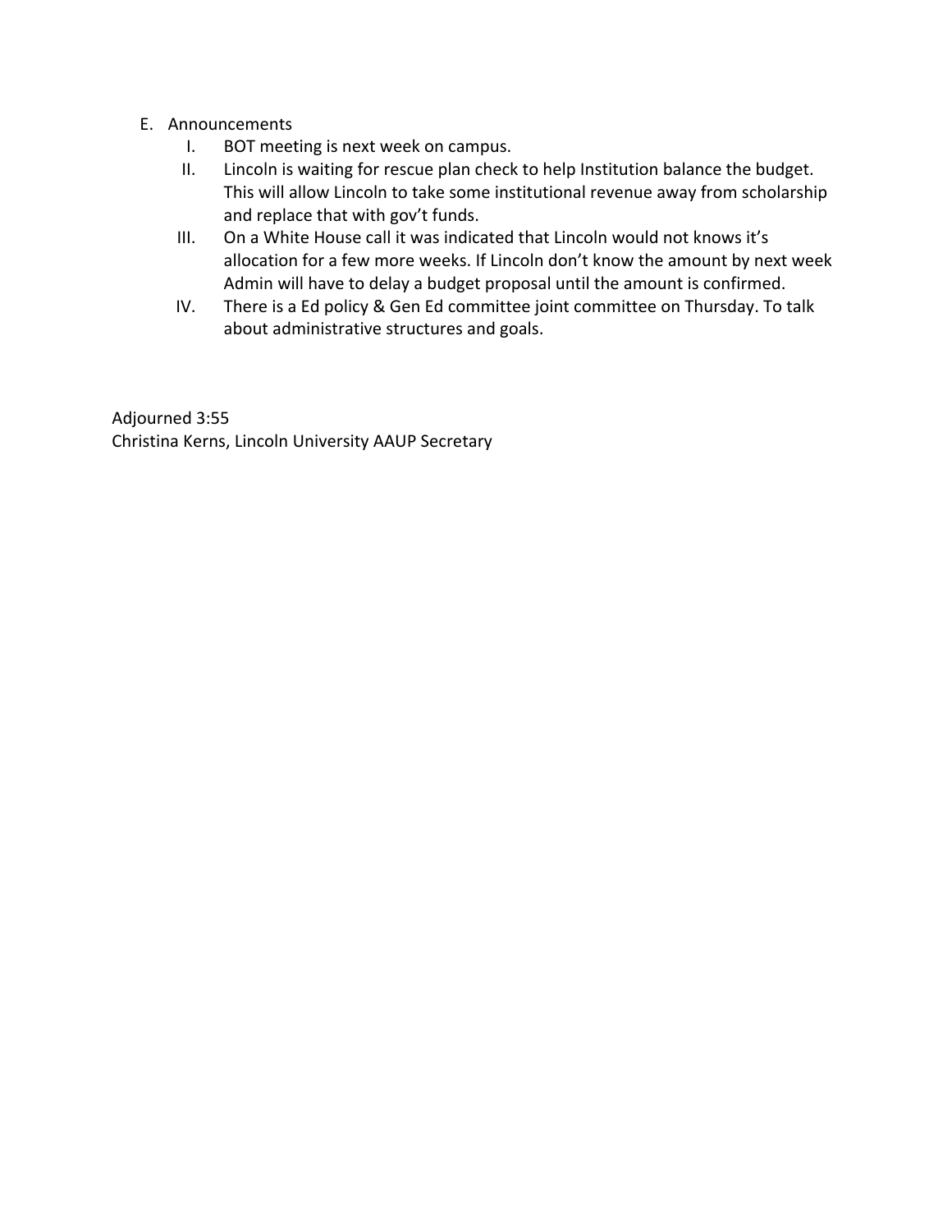E. Announcements
   I. BOT meeting is next week on campus.
   II. Lincoln is waiting for rescue plan check to help Institution balance the budget. This will allow Lincoln to take some institutional revenue away from scholarship and replace that with gov't funds.
   III. On a White House call it was indicated that Lincoln would not knows it's allocation for a few more weeks. If Lincoln don't know the amount by next week Admin will have to delay a budget proposal until the amount is confirmed.
   IV. There is a Ed policy & Gen Ed committee joint committee on Thursday. To talk about administrative structures and goals.

Adjourned 3:55
Christina Kerns, Lincoln University AAUP Secretary